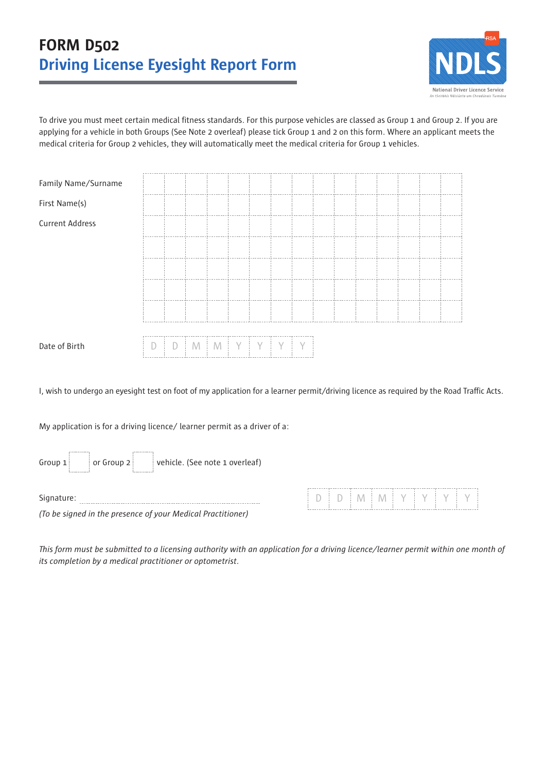# FORM D502

## Driving License Eyesight Report Form

NDLS
National Driver Licence Service
An tSeirbhís Náisiúnta um Cheadúnais Tiomána

To drive you must meet certain medical fitness standards. For this purpose vehicles are classed as Group 1 and Group 2. If you are applying for a vehicle in both Groups (See Note 2 overleaf) please tick Group 1 and 2 on this form. Where an applicant meets the medical criteria for Group 2 vehicles, they will automatically meet the medical criteria for Group 1 vehicles.

Family Name/Surname

First Name(s)

Current Address

Date of Birth D D M M Y Y Y Y

I, wish to undergo an eyesight test on foot of my application for a learner permit/driving licence as required by the Road Traffic Acts.

My application is for a driving licence/ learner permit as a driver of a:

Group 1 ☐ or Group 2 ☐ vehicle. (See note 1 overleaf)

Signature: ______________________ D D M M Y Y Y Y

*(To be signed in the presence of your Medical Practitioner)*

*This form must be submitted to a licensing authority with an application for a driving licence/learner permit within one month of its completion by a medical practitioner or optometrist.*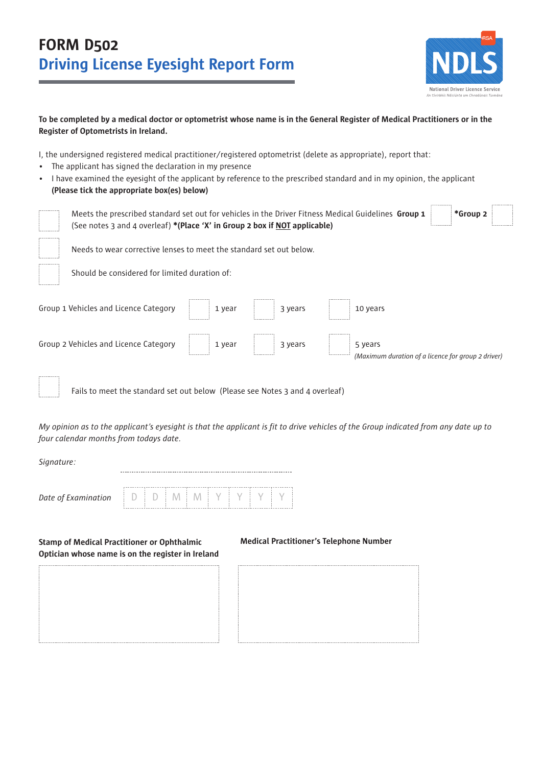# FORM D502

## Driving License Eyesight Report Form

NDLS
National Driver Licence Service
An tSeirbhís Náisiúnta um Cheadúnais Tiomána

**To be completed by a medical doctor or optometrist whose name is in the General Register of Medical Practitioners or in the Register of Optometrists in Ireland.**

I, the undersigned registered medical practitioner/registered optometrist (delete as appropriate), report that:

- The applicant has signed the declaration in my presence
- I have examined the eyesight of the applicant by reference to the prescribed standard and in my opinion, the applicant **(Please tick the appropriate box(es) below)**

☐ Meets the prescribed standard set out for vehicles in the Driver Fitness Medical Guidelines **Group 1** ☐ ***Group 2** ☐
(See notes 3 and 4 overleaf) ***(Place 'X' in Group 2 box if NOT applicable)**

☐ Needs to wear corrective lenses to meet the standard set out below.

☐ Should be considered for limited duration of:

Group 1 Vehicles and Licence Category ☐ 1 year ☐ 3 years ☐ 10 years

Group 2 Vehicles and Licence Category ☐ 1 year ☐ 3 years ☐ 5 years
*(Maximum duration of a licence for group 2 driver)*

☐ Fails to meet the standard set out below (Please see Notes 3 and 4 overleaf)

*My opinion as to the applicant's eyesight is that the applicant is fit to drive vehicles of the Group indicated from any date up to four calendar months from todays date.*

*Signature:* ..........................................................

*Date of Examination* D D M M Y Y Y Y

**Stamp of Medical Practitioner or Ophthalmic Optician whose name is on the register in Ireland**

**Medical Practitioner's Telephone Number**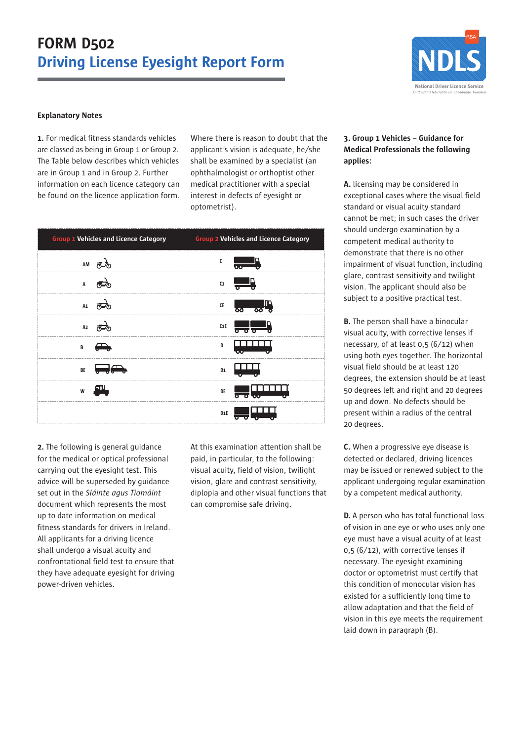# FORM D502

## Driving License Eyesight Report Form

NDLS
National Driver Licence Service
An tSeirbhís Náisiúnta um Cheadúnais Tiomána

### Explanatory Notes

**1.** For medical fitness standards vehicles are classed as being in Group 1 or Group 2. The Table below describes which vehicles are in Group 1 and in Group 2. Further information on each licence category can be found on the licence application form.

Where there is reason to doubt that the applicant's vision is adequate, he/she shall be examined by a specialist (an ophthalmologist or orthoptist other medical practitioner with a special interest in defects of eyesight or optometrist).

| Group 1 Vehicles and Licence Category | Group 2 Vehicles and Licence Category |
|---|---|
| AM | C |
| A | C1 |
| A1 | CE |
| A2 | C1E |
| B | D |
| BE | D1 |
| W | DE |
| | D1E |

**2.** The following is general guidance for the medical or optical professional carrying out the eyesight test. This advice will be superseded by guidance set out in the *Sláinte agus Tiomáint* document which represents the most up to date information on medical fitness standards for drivers in Ireland. All applicants for a driving licence shall undergo a visual acuity and confrontational field test to ensure that they have adequate eyesight for driving power-driven vehicles.

At this examination attention shall be paid, in particular, to the following: visual acuity, field of vision, twilight vision, glare and contrast sensitivity, diplopia and other visual functions that can compromise safe driving.

**3. Group 1 Vehicles – Guidance for Medical Professionals the following applies:**

**A.** licensing may be considered in exceptional cases where the visual field standard or visual acuity standard cannot be met; in such cases the driver should undergo examination by a competent medical authority to demonstrate that there is no other impairment of visual function, including glare, contrast sensitivity and twilight vision. The applicant should also be subject to a positive practical test.

**B.** The person shall have a binocular visual acuity, with corrective lenses if necessary, of at least 0,5 (6/12) when using both eyes together. The horizontal visual field should be at least 120 degrees, the extension should be at least 50 degrees left and right and 20 degrees up and down. No defects should be present within a radius of the central 20 degrees.

**C.** When a progressive eye disease is detected or declared, driving licences may be issued or renewed subject to the applicant undergoing regular examination by a competent medical authority.

**D.** A person who has total functional loss of vision in one eye or who uses only one eye must have a visual acuity of at least 0,5 (6/12), with corrective lenses if necessary. The eyesight examining doctor or optometrist must certify that this condition of monocular vision has existed for a sufficiently long time to allow adaptation and that the field of vision in this eye meets the requirement laid down in paragraph (B).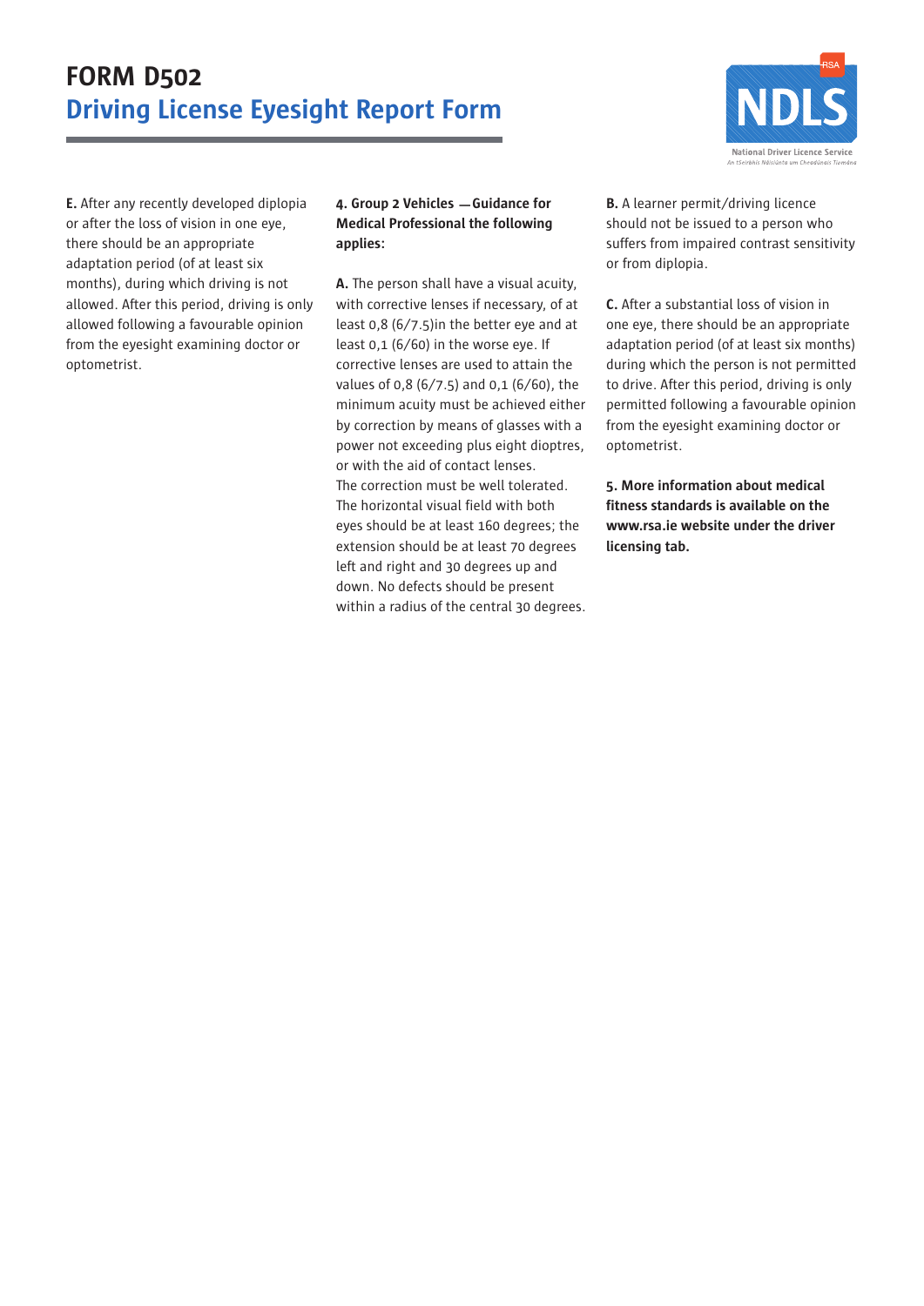# FORM D502

## Driving License Eyesight Report Form

**E.** After any recently developed diplopia or after the loss of vision in one eye, there should be an appropriate adaptation period (of at least six months), during which driving is not allowed. After this period, driving is only allowed following a favourable opinion from the eyesight examining doctor or optometrist.

**4. Group 2 Vehicles — Guidance for Medical Professional the following applies:**

**A.** The person shall have a visual acuity, with corrective lenses if necessary, of at least 0,8 (6/7.5)in the better eye and at least 0,1 (6/60) in the worse eye. If corrective lenses are used to attain the values of 0,8 (6/7.5) and 0,1 (6/60), the minimum acuity must be achieved either by correction by means of glasses with a power not exceeding plus eight dioptres, or with the aid of contact lenses.
The correction must be well tolerated.
The horizontal visual field with both eyes should be at least 160 degrees; the extension should be at least 70 degrees left and right and 30 degrees up and down. No defects should be present within a radius of the central 30 degrees.

**B.** A learner permit/driving licence should not be issued to a person who suffers from impaired contrast sensitivity or from diplopia.

**C.** After a substantial loss of vision in one eye, there should be an appropriate adaptation period (of at least six months) during which the person is not permitted to drive. After this period, driving is only permitted following a favourable opinion from the eyesight examining doctor or optometrist.

**5. More information about medical fitness standards is available on the www.rsa.ie website under the driver licensing tab.**